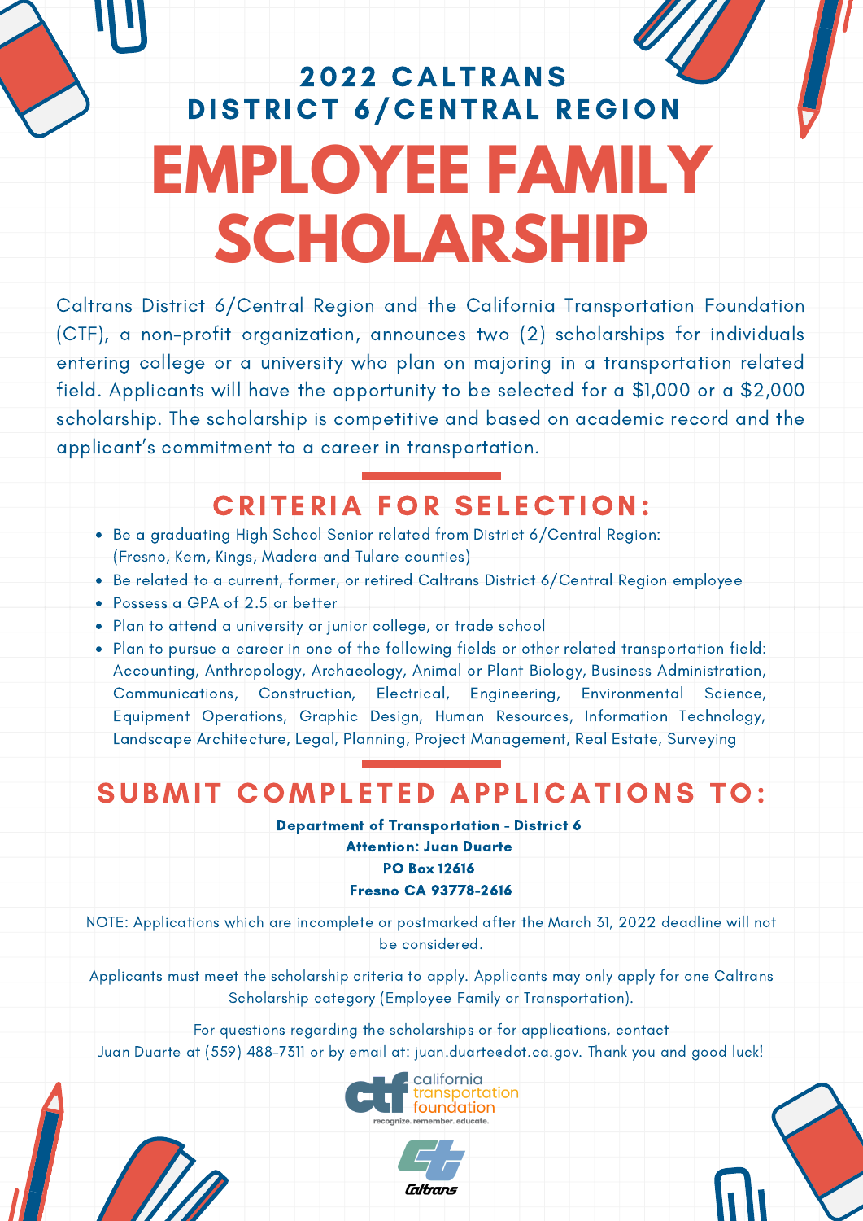## 2022 CALTRANS DISTRICT 6/CENTRAL REGION

# EMPLOYEE FAMILY SCHOLARSHIP

Caltrans District 6/Central Region and the California Transportation Foundation (CTF), a non-profit organization, announces two (2) scholarships for individuals entering college or a university who plan on majoring in a transportation related field. Applicants will have the opportunity to be selected for a $1,000 or a $2,000 scholarship. The scholarship is competitive and based on academic record and the applicant's commitment to a career in transportation.

## CRITERIA FOR SELECTION:

- Be a graduating High School Senior related from District 6/Central Region: (Fresno, Kern, Kings, Madera and Tulare counties)
- Be related to a current, former, or retired Caltrans District 6/Central Region employee
- Possess a GPA of 2.5 or better
- Plan to attend a university or junior college, or trade school
- Plan to pursue a career in one of the following fields or other related transportation field: Accounting, Anthropology, Archaeology, Animal or Plant Biology, Business Administration, Communications, Construction, Electrical, Engineering, Environmental Science, Equipment Operations, Graphic Design, Human Resources, Information Technology, Landscape Architecture, Legal, Planning, Project Management, Real Estate, Surveying

## SUBMIT COMPLETED APPLICATIONS TO:

**Department of Transportation - District 6**
**Attention: Juan Duarte**
**PO Box 12616**
**Fresno CA 93778-2616**

NOTE: Applications which are incomplete or postmarked after the March 31, 2022 deadline will not be considered.

Applicants must meet the scholarship criteria to apply. Applicants may only apply for one Caltrans Scholarship category (Employee Family or Transportation).

For questions regarding the scholarships or for applications, contact Juan Duarte at (559) 488-7311 or by email at: juan.duarte@dot.ca.gov. Thank you and good luck!

ctf california transportation foundation
recognize. remember. educate.

Caltrans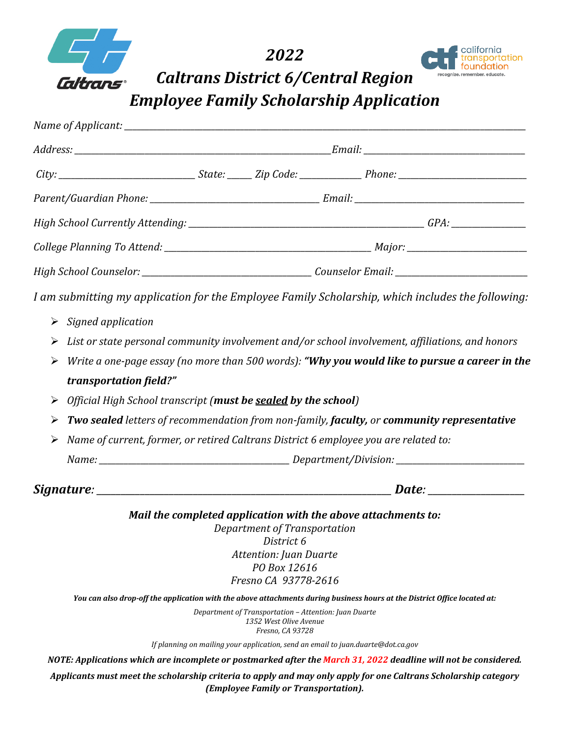# *2022*

# *Caltrans District 6/Central Region*

# *Employee Family Scholarship Application*

*Name of Applicant:* ____________________________________________________________________________

*Address:* _______________________________________________ *Email:* ______________________________

*City:* _________________________ *State:* _____ *Zip Code:* ____________ *Phone:* _________________________

*Parent/Guardian Phone:* ______________________________ *Email:* _________________________________

*High School Currently Attending:* __________________________________________ *GPA:* ______________

*College Planning To Attend:* ______________________________________ *Major:* ______________________

*High School Counselor:* ______________________________ *Counselor Email:* __________________________

*I am submitting my application for the Employee Family Scholarship, which includes the following:*

- *Signed application*
- *List or state personal community involvement and/or school involvement, affiliations, and honors*
- *Write a one-page essay (no more than 500 words):* ***"Why you would like to pursue a career in the transportation field?"***
- *Official High School transcript (**must be <u>sealed</u> by the school**)*
- ***Two sealed** letters of recommendation from non-family, **faculty,** or **community representative***
- *Name of current, former, or retired Caltrans District 6 employee you are related to:*

  *Name:* ____________________________________ *Department/Division:* __________________________

***Signature**:* _______________________________________________________ ***Date**:* _________________

***Mail the completed application with the above attachments to:***

*Department of Transportation*
*District 6*
*Attention: Juan Duarte*
*PO Box 12616*
*Fresno CA 93778-2616*

***You can also drop-off the application with the above attachments during business hours at the District Office located at:***

*Department of Transportation – Attention: Juan Duarte*
*1352 West Olive Avenue*
*Fresno, CA 93728*

*If planning on mailing your application, send an email to juan.duarte@dot.ca.gov*

***NOTE: Applications which are incomplete or postmarked after the March 31, 2022 deadline will not be considered.***

***Applicants must meet the scholarship criteria to apply and may only apply for one Caltrans Scholarship category (Employee Family or Transportation).***